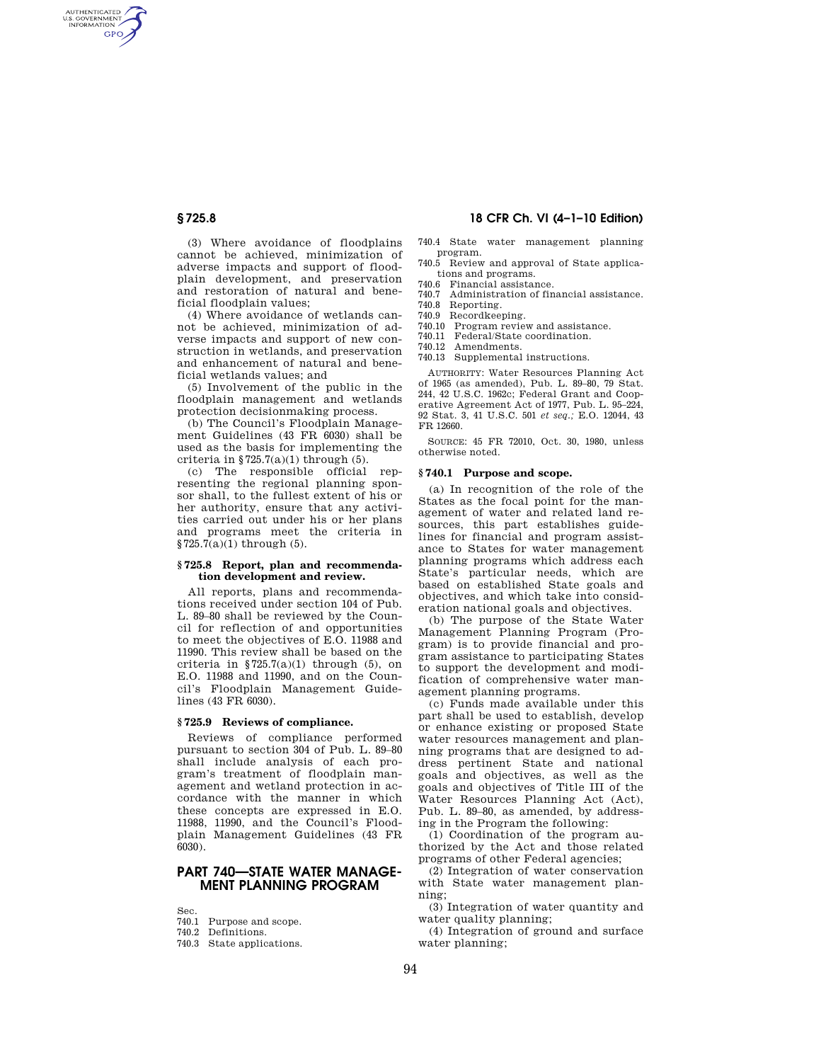(3) Where avoidance of floodplains cannot be achieved, minimization of adverse impacts and support of floodplain development, and preservation and restoration of natural and beneficial floodplain values;

(4) Where avoidance of wetlands cannot be achieved, minimization of adverse impacts and support of new construction in wetlands, and preservation and enhancement of natural and beneficial wetlands values; and

(5) Involvement of the public in the floodplain management and wetlands protection decisionmaking process.

(b) The Council's Floodplain Management Guidelines (43 FR 6030) shall be used as the basis for implementing the criteria in §725.7(a)(1) through (5).

(c) The responsible official representing the regional planning sponsor shall, to the fullest extent of his or her authority, ensure that any activities carried out under his or her plans and programs meet the criteria in §725.7(a)(1) through (5).

### §725.8 Report, plan and recommendation development and review.

All reports, plans and recommendations received under section 104 of Pub. L. 89–80 shall be reviewed by the Council for reflection of and opportunities to meet the objectives of E.O. 11988 and 11990. This review shall be based on the criteria in §725.7(a)(1) through (5), on E.O. 11988 and 11990, and on the Council's Floodplain Management Guidelines (43 FR 6030).

### §725.9 Reviews of compliance.

Reviews of compliance performed pursuant to section 304 of Pub. L. 89–80 shall include analysis of each program's treatment of floodplain management and wetland protection in accordance with the manner in which these concepts are expressed in E.O. 11988, 11990, and the Council's Floodplain Management Guidelines (43 FR 6030).

## PART 740—STATE WATER MANAGEMENT PLANNING PROGRAM

Sec.
740.1 Purpose and scope.
740.2 Definitions.
740.3 State applications.
740.4 State water management planning program.
740.5 Review and approval of State applications and programs.
740.6 Financial assistance.
740.7 Administration of financial assistance.
740.8 Reporting.
740.9 Recordkeeping.
740.10 Program review and assistance.
740.11 Federal/State coordination.
740.12 Amendments.
740.13 Supplemental instructions.

AUTHORITY: Water Resources Planning Act of 1965 (as amended), Pub. L. 89–80, 79 Stat. 244, 42 U.S.C. 1962c; Federal Grant and Cooperative Agreement Act of 1977, Pub. L. 95–224, 92 Stat. 3, 41 U.S.C. 501 *et seq.*; E.O. 12044, 43 FR 12660.

SOURCE: 45 FR 72010, Oct. 30, 1980, unless otherwise noted.

### §740.1 Purpose and scope.

(a) In recognition of the role of the States as the focal point for the management of water and related land resources, this part establishes guidelines for financial and program assistance to States for water management planning programs which address each State's particular needs, which are based on established State goals and objectives, and which take into consideration national goals and objectives.

(b) The purpose of the State Water Management Planning Program (Program) is to provide financial and program assistance to participating States to support the development and modification of comprehensive water management planning programs.

(c) Funds made available under this part shall be used to establish, develop or enhance existing or proposed State water resources management and planning programs that are designed to address pertinent State and national goals and objectives, as well as the goals and objectives of Title III of the Water Resources Planning Act (Act), Pub. L. 89–80, as amended, by addressing in the Program the following:

(1) Coordination of the program authorized by the Act and those related programs of other Federal agencies;

(2) Integration of water conservation with State water management planning;

(3) Integration of water quantity and water quality planning;

(4) Integration of ground and surface water planning;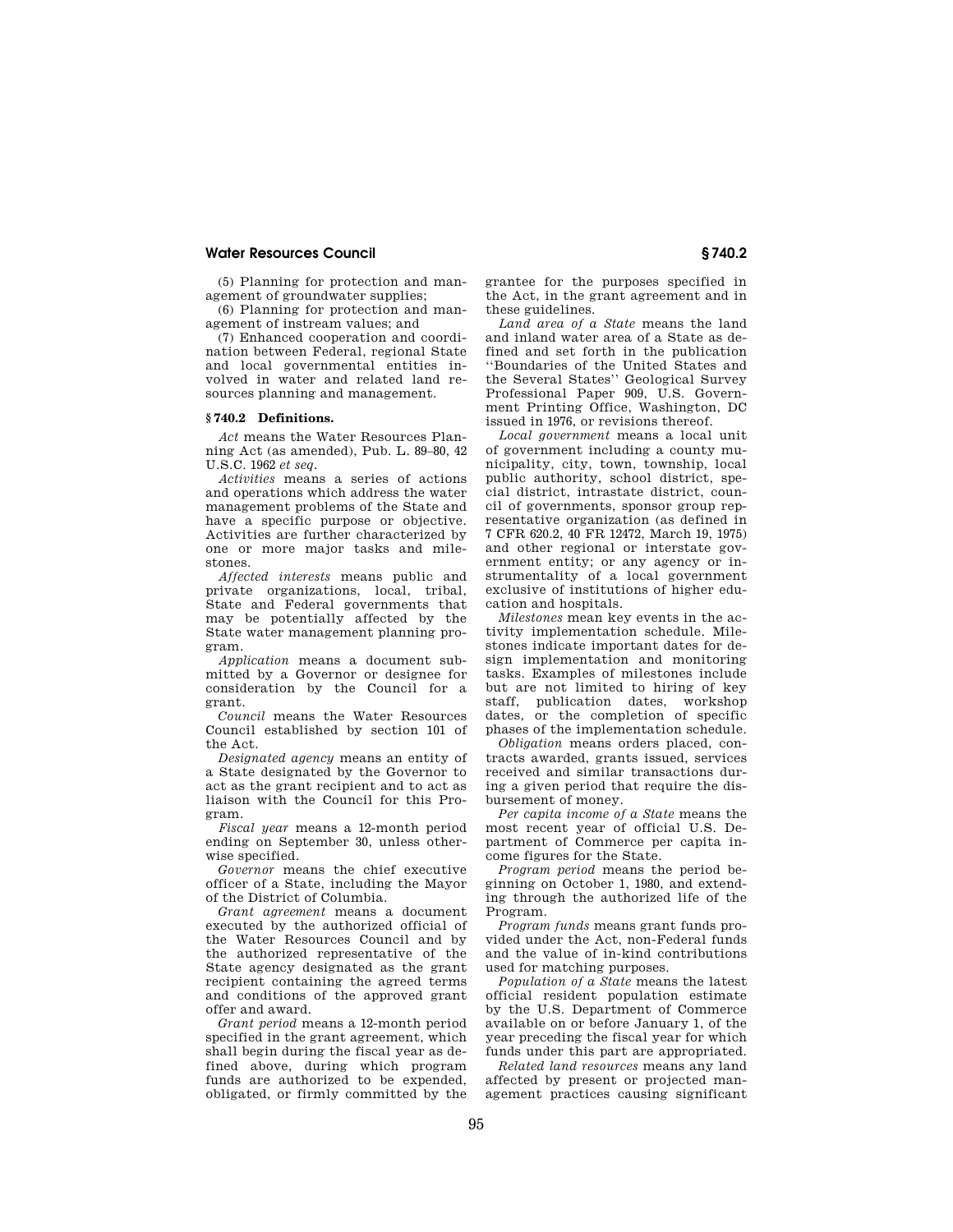(5) Planning for protection and management of groundwater supplies;

(6) Planning for protection and management of instream values; and

(7) Enhanced cooperation and coordination between Federal, regional State and local governmental entities involved in water and related land resources planning and management.

## § 740.2 Definitions.

*Act* means the Water Resources Planning Act (as amended), Pub. L. 89–80, 42 U.S.C. 1962 *et seq.*

*Activities* means a series of actions and operations which address the water management problems of the State and have a specific purpose or objective. Activities are further characterized by one or more major tasks and milestones.

*Affected interests* means public and private organizations, local, tribal, State and Federal governments that may be potentially affected by the State water management planning program.

*Application* means a document submitted by a Governor or designee for consideration by the Council for a grant.

*Council* means the Water Resources Council established by section 101 of the Act.

*Designated agency* means an entity of a State designated by the Governor to act as the grant recipient and to act as liaison with the Council for this Program.

*Fiscal year* means a 12-month period ending on September 30, unless otherwise specified.

*Governor* means the chief executive officer of a State, including the Mayor of the District of Columbia.

*Grant agreement* means a document executed by the authorized official of the Water Resources Council and by the authorized representative of the State agency designated as the grant recipient containing the agreed terms and conditions of the approved grant offer and award.

*Grant period* means a 12-month period specified in the grant agreement, which shall begin during the fiscal year as defined above, during which program funds are authorized to be expended, obligated, or firmly committed by the grantee for the purposes specified in the Act, in the grant agreement and in these guidelines.

*Land area of a State* means the land and inland water area of a State as defined and set forth in the publication ''Boundaries of the United States and the Several States'' Geological Survey Professional Paper 909, U.S. Government Printing Office, Washington, DC issued in 1976, or revisions thereof.

*Local government* means a local unit of government including a county municipality, city, town, township, local public authority, school district, special district, intrastate district, council of governments, sponsor group representative organization (as defined in 7 CFR 620.2, 40 FR 12472, March 19, 1975) and other regional or interstate government entity; or any agency or instrumentality of a local government exclusive of institutions of higher education and hospitals.

*Milestones* mean key events in the activity implementation schedule. Milestones indicate important dates for design implementation and monitoring tasks. Examples of milestones include but are not limited to hiring of key staff, publication dates, workshop dates, or the completion of specific phases of the implementation schedule.

*Obligation* means orders placed, contracts awarded, grants issued, services received and similar transactions during a given period that require the disbursement of money.

*Per capita income of a State* means the most recent year of official U.S. Department of Commerce per capita income figures for the State.

*Program period* means the period beginning on October 1, 1980, and extending through the authorized life of the Program.

*Program funds* means grant funds provided under the Act, non-Federal funds and the value of in-kind contributions used for matching purposes.

*Population of a State* means the latest official resident population estimate by the U.S. Department of Commerce available on or before January 1, of the year preceding the fiscal year for which funds under this part are appropriated.

*Related land resources* means any land affected by present or projected management practices causing significant